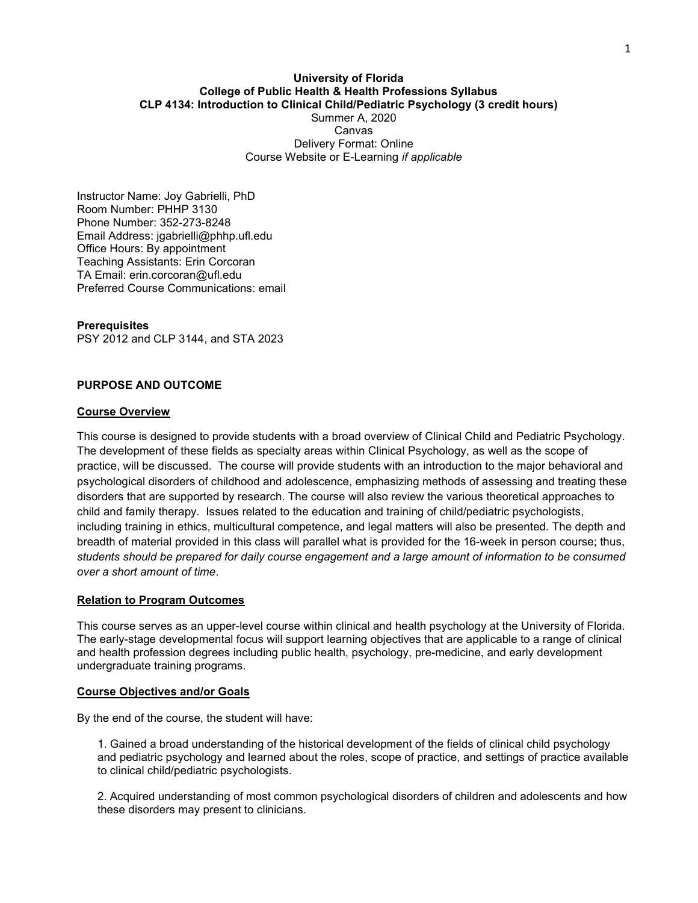**University of Florida**
**College of Public Health & Health Professions Syllabus**
**CLP 4134: Introduction to Clinical Child/Pediatric Psychology (3 credit hours)**
Summer A, 2020
Canvas
Delivery Format: Online
Course Website or E-Learning *if applicable*

Instructor Name: Joy Gabrielli, PhD
Room Number: PHHP 3130
Phone Number: 352-273-8248
Email Address: jgabrielli@phhp.ufl.edu
Office Hours: By appointment
Teaching Assistants: Erin Corcoran
TA Email: erin.corcoran@ufl.edu
Preferred Course Communications: email

**Prerequisites**
PSY 2012 and CLP 3144, and STA 2023

## PURPOSE AND OUTCOME

### Course Overview

This course is designed to provide students with a broad overview of Clinical Child and Pediatric Psychology. The development of these fields as specialty areas within Clinical Psychology, as well as the scope of practice, will be discussed. The course will provide students with an introduction to the major behavioral and psychological disorders of childhood and adolescence, emphasizing methods of assessing and treating these disorders that are supported by research. The course will also review the various theoretical approaches to child and family therapy. Issues related to the education and training of child/pediatric psychologists, including training in ethics, multicultural competence, and legal matters will also be presented. The depth and breadth of material provided in this class will parallel what is provided for the 16-week in person course; thus, *students should be prepared for daily course engagement and a large amount of information to be consumed over a short amount of time*.

### Relation to Program Outcomes

This course serves as an upper-level course within clinical and health psychology at the University of Florida. The early-stage developmental focus will support learning objectives that are applicable to a range of clinical and health profession degrees including public health, psychology, pre-medicine, and early development undergraduate training programs.

### Course Objectives and/or Goals

By the end of the course, the student will have:

1. Gained a broad understanding of the historical development of the fields of clinical child psychology and pediatric psychology and learned about the roles, scope of practice, and settings of practice available to clinical child/pediatric psychologists.

2. Acquired understanding of most common psychological disorders of children and adolescents and how these disorders may present to clinicians.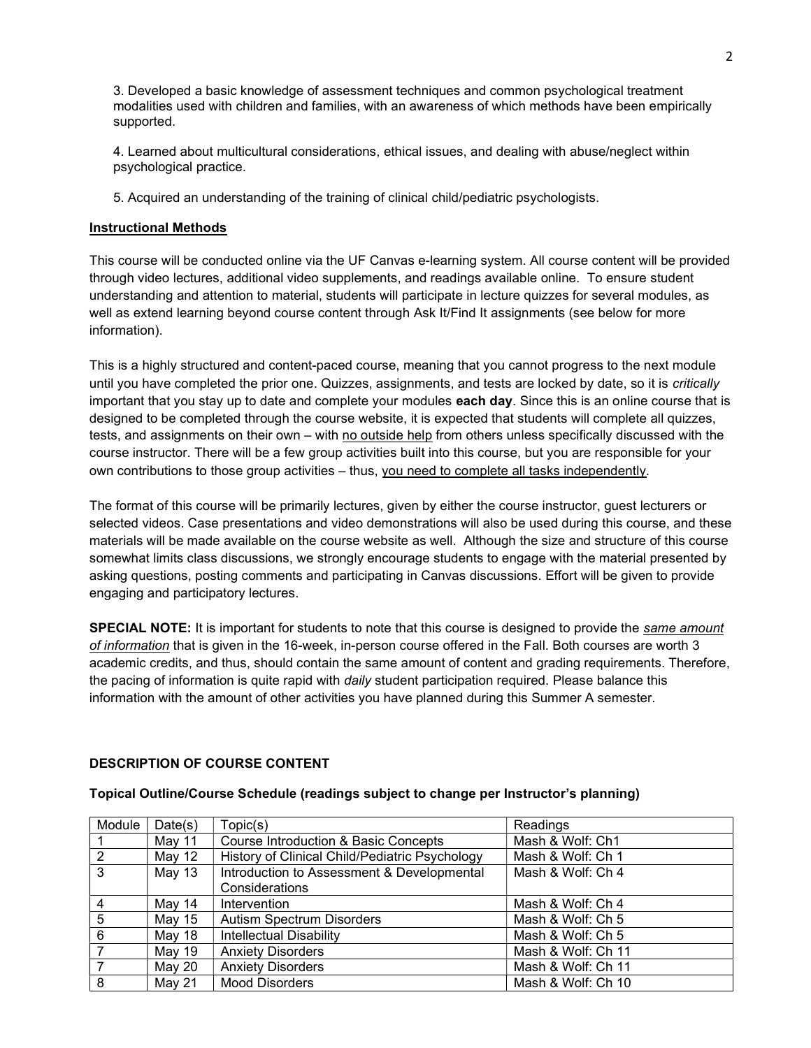3. Developed a basic knowledge of assessment techniques and common psychological treatment modalities used with children and families, with an awareness of which methods have been empirically supported.

4. Learned about multicultural considerations, ethical issues, and dealing with abuse/neglect within psychological practice.

5. Acquired an understanding of the training of clinical child/pediatric psychologists.

## Instructional Methods

This course will be conducted online via the UF Canvas e-learning system. All course content will be provided through video lectures, additional video supplements, and readings available online. To ensure student understanding and attention to material, students will participate in lecture quizzes for several modules, as well as extend learning beyond course content through Ask It/Find It assignments (see below for more information).

This is a highly structured and content-paced course, meaning that you cannot progress to the next module until you have completed the prior one. Quizzes, assignments, and tests are locked by date, so it is *critically* important that you stay up to date and complete your modules **each day**. Since this is an online course that is designed to be completed through the course website, it is expected that students will complete all quizzes, tests, and assignments on their own – with no outside help from others unless specifically discussed with the course instructor. There will be a few group activities built into this course, but you are responsible for your own contributions to those group activities – thus, you need to complete all tasks independently.

The format of this course will be primarily lectures, given by either the course instructor, guest lecturers or selected videos. Case presentations and video demonstrations will also be used during this course, and these materials will be made available on the course website as well. Although the size and structure of this course somewhat limits class discussions, we strongly encourage students to engage with the material presented by asking questions, posting comments and participating in Canvas discussions. Effort will be given to provide engaging and participatory lectures.

**SPECIAL NOTE:** It is important for students to note that this course is designed to provide the ***same amount of information*** that is given in the 16-week, in-person course offered in the Fall. Both courses are worth 3 academic credits, and thus, should contain the same amount of content and grading requirements. Therefore, the pacing of information is quite rapid with *daily* student participation required. Please balance this information with the amount of other activities you have planned during this Summer A semester.

## DESCRIPTION OF COURSE CONTENT

### Topical Outline/Course Schedule (readings subject to change per Instructor's planning)

| Module | Date(s) | Topic(s) | Readings |
|---|---|---|---|
| 1 | May 11 | Course Introduction & Basic Concepts | Mash & Wolf: Ch1 |
| 2 | May 12 | History of Clinical Child/Pediatric Psychology | Mash & Wolf: Ch 1 |
| 3 | May 13 | Introduction to Assessment & Developmental Considerations | Mash & Wolf: Ch 4 |
| 4 | May 14 | Intervention | Mash & Wolf: Ch 4 |
| 5 | May 15 | Autism Spectrum Disorders | Mash & Wolf: Ch 5 |
| 6 | May 18 | Intellectual Disability | Mash & Wolf: Ch 5 |
| 7 | May 19 | Anxiety Disorders | Mash & Wolf: Ch 11 |
| 7 | May 20 | Anxiety Disorders | Mash & Wolf: Ch 11 |
| 8 | May 21 | Mood Disorders | Mash & Wolf: Ch 10 |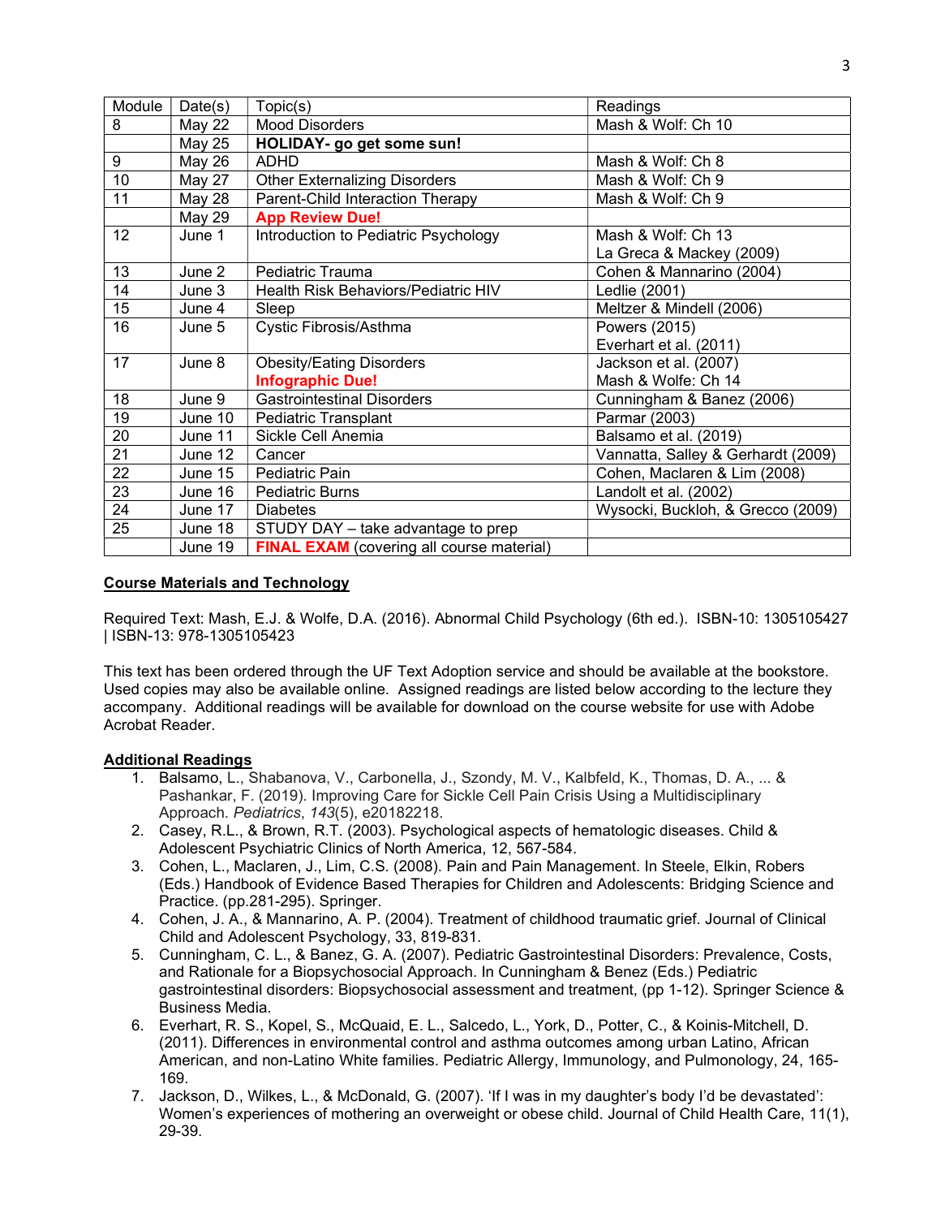| Module | Date(s) | Topic(s) | Readings |
| --- | --- | --- | --- |
| 8 | May 22 | Mood Disorders | Mash & Wolf: Ch 10 |
| | May 25 | **HOLIDAY- go get some sun!** | |
| 9 | May 26 | ADHD | Mash & Wolf: Ch 8 |
| 10 | May 27 | Other Externalizing Disorders | Mash & Wolf: Ch 9 |
| 11 | May 28 | Parent-Child Interaction Therapy | Mash & Wolf: Ch 9 |
| | May 29 | **App Review Due!** | |
| 12 | June 1 | Introduction to Pediatric Psychology | Mash & Wolf: Ch 13<br>La Greca & Mackey (2009) |
| 13 | June 2 | Pediatric Trauma | Cohen & Mannarino (2004) |
| 14 | June 3 | Health Risk Behaviors/Pediatric HIV | Ledlie (2001) |
| 15 | June 4 | Sleep | Meltzer & Mindell (2006) |
| 16 | June 5 | Cystic Fibrosis/Asthma | Powers (2015)<br>Everhart et al. (2011) |
| 17 | June 8 | Obesity/Eating Disorders<br>**Infographic Due!** | Jackson et al. (2007)<br>Mash & Wolfe: Ch 14 |
| 18 | June 9 | Gastrointestinal Disorders | Cunningham & Banez (2006) |
| 19 | June 10 | Pediatric Transplant | Parmar (2003) |
| 20 | June 11 | Sickle Cell Anemia | Balsamo et al. (2019) |
| 21 | June 12 | Cancer | Vannatta, Salley & Gerhardt (2009) |
| 22 | June 15 | Pediatric Pain | Cohen, Maclaren & Lim (2008) |
| 23 | June 16 | Pediatric Burns | Landolt et al. (2002) |
| 24 | June 17 | Diabetes | Wysocki, Buckloh, & Grecco (2009) |
| 25 | June 18 | STUDY DAY – take advantage to prep | |
| | June 19 | **FINAL EXAM** (covering all course material) | |

## Course Materials and Technology

Required Text: Mash, E.J. & Wolfe, D.A. (2016). Abnormal Child Psychology (6th ed.). ISBN-10: 1305105427 | ISBN-13: 978-1305105423

This text has been ordered through the UF Text Adoption service and should be available at the bookstore. Used copies may also be available online. Assigned readings are listed below according to the lecture they accompany. Additional readings will be available for download on the course website for use with Adobe Acrobat Reader.

## Additional Readings

1. Balsamo, L., Shabanova, V., Carbonella, J., Szondy, M. V., Kalbfeld, K., Thomas, D. A., ... & Pashankar, F. (2019). Improving Care for Sickle Cell Pain Crisis Using a Multidisciplinary Approach. *Pediatrics*, *143*(5), e20182218.
2. Casey, R.L., & Brown, R.T. (2003). Psychological aspects of hematologic diseases. Child & Adolescent Psychiatric Clinics of North America, 12, 567-584.
3. Cohen, L., Maclaren, J., Lim, C.S. (2008). Pain and Pain Management. In Steele, Elkin, Robers (Eds.) Handbook of Evidence Based Therapies for Children and Adolescents: Bridging Science and Practice. (pp.281-295). Springer.
4. Cohen, J. A., & Mannarino, A. P. (2004). Treatment of childhood traumatic grief. Journal of Clinical Child and Adolescent Psychology, 33, 819-831.
5. Cunningham, C. L., & Banez, G. A. (2007). Pediatric Gastrointestinal Disorders: Prevalence, Costs, and Rationale for a Biopsychosocial Approach. In Cunningham & Benez (Eds.) Pediatric gastrointestinal disorders: Biopsychosocial assessment and treatment, (pp 1-12). Springer Science & Business Media.
6. Everhart, R. S., Kopel, S., McQuaid, E. L., Salcedo, L., York, D., Potter, C., & Koinis-Mitchell, D. (2011). Differences in environmental control and asthma outcomes among urban Latino, African American, and non-Latino White families. Pediatric Allergy, Immunology, and Pulmonology, 24, 165-169.
7. Jackson, D., Wilkes, L., & McDonald, G. (2007). 'If I was in my daughter's body I'd be devastated': Women's experiences of mothering an overweight or obese child. Journal of Child Health Care, 11(1), 29-39.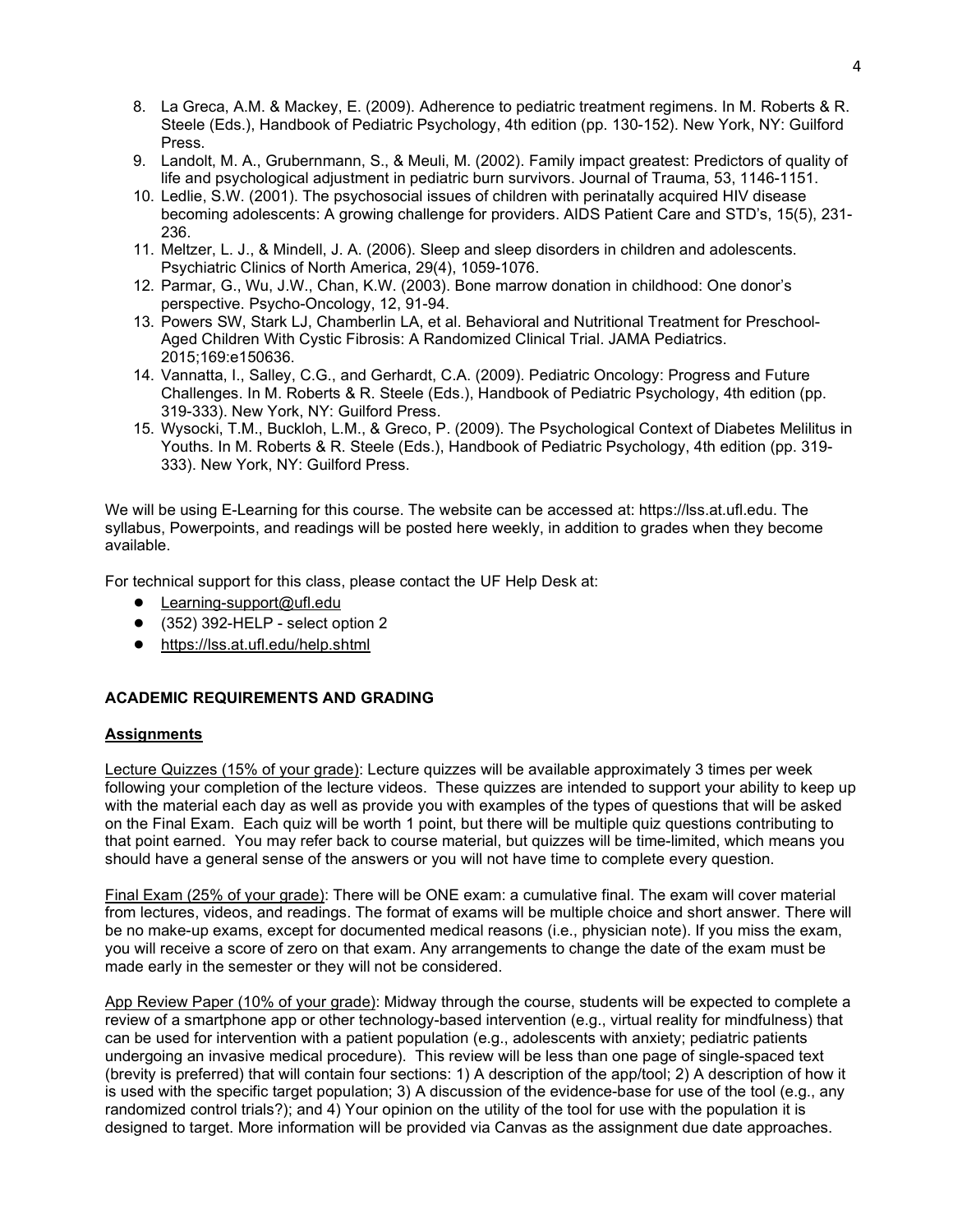8. La Greca, A.M. & Mackey, E. (2009). Adherence to pediatric treatment regimens. In M. Roberts & R. Steele (Eds.), Handbook of Pediatric Psychology, 4th edition (pp. 130-152). New York, NY: Guilford Press.
9. Landolt, M. A., Grubernmann, S., & Meuli, M. (2002). Family impact greatest: Predictors of quality of life and psychological adjustment in pediatric burn survivors. Journal of Trauma, 53, 1146-1151.
10. Ledlie, S.W. (2001). The psychosocial issues of children with perinatally acquired HIV disease becoming adolescents: A growing challenge for providers. AIDS Patient Care and STD's, 15(5), 231-236.
11. Meltzer, L. J., & Mindell, J. A. (2006). Sleep and sleep disorders in children and adolescents. Psychiatric Clinics of North America, 29(4), 1059-1076.
12. Parmar, G., Wu, J.W., Chan, K.W. (2003). Bone marrow donation in childhood: One donor's perspective. Psycho-Oncology, 12, 91-94.
13. Powers SW, Stark LJ, Chamberlin LA, et al. Behavioral and Nutritional Treatment for Preschool-Aged Children With Cystic Fibrosis: A Randomized Clinical Trial. JAMA Pediatrics. 2015;169:e150636.
14. Vannatta, I., Salley, C.G., and Gerhardt, C.A. (2009). Pediatric Oncology: Progress and Future Challenges. In M. Roberts & R. Steele (Eds.), Handbook of Pediatric Psychology, 4th edition (pp. 319-333). New York, NY: Guilford Press.
15. Wysocki, T.M., Buckloh, L.M., & Greco, P. (2009). The Psychological Context of Diabetes Melilitus in Youths. In M. Roberts & R. Steele (Eds.), Handbook of Pediatric Psychology, 4th edition (pp. 319-333). New York, NY: Guilford Press.

We will be using E-Learning for this course. The website can be accessed at: https://lss.at.ufl.edu. The syllabus, Powerpoints, and readings will be posted here weekly, in addition to grades when they become available.

For technical support for this class, please contact the UF Help Desk at:

- Learning-support@ufl.edu
- (352) 392-HELP - select option 2
- https://lss.at.ufl.edu/help.shtml

## ACADEMIC REQUIREMENTS AND GRADING

### Assignments

Lecture Quizzes (15% of your grade): Lecture quizzes will be available approximately 3 times per week following your completion of the lecture videos. These quizzes are intended to support your ability to keep up with the material each day as well as provide you with examples of the types of questions that will be asked on the Final Exam. Each quiz will be worth 1 point, but there will be multiple quiz questions contributing to that point earned. You may refer back to course material, but quizzes will be time-limited, which means you should have a general sense of the answers or you will not have time to complete every question.

Final Exam (25% of your grade): There will be ONE exam: a cumulative final. The exam will cover material from lectures, videos, and readings. The format of exams will be multiple choice and short answer. There will be no make-up exams, except for documented medical reasons (i.e., physician note). If you miss the exam, you will receive a score of zero on that exam. Any arrangements to change the date of the exam must be made early in the semester or they will not be considered.

App Review Paper (10% of your grade): Midway through the course, students will be expected to complete a review of a smartphone app or other technology-based intervention (e.g., virtual reality for mindfulness) that can be used for intervention with a patient population (e.g., adolescents with anxiety; pediatric patients undergoing an invasive medical procedure). This review will be less than one page of single-spaced text (brevity is preferred) that will contain four sections: 1) A description of the app/tool; 2) A description of how it is used with the specific target population; 3) A discussion of the evidence-base for use of the tool (e.g., any randomized control trials?); and 4) Your opinion on the utility of the tool for use with the population it is designed to target. More information will be provided via Canvas as the assignment due date approaches.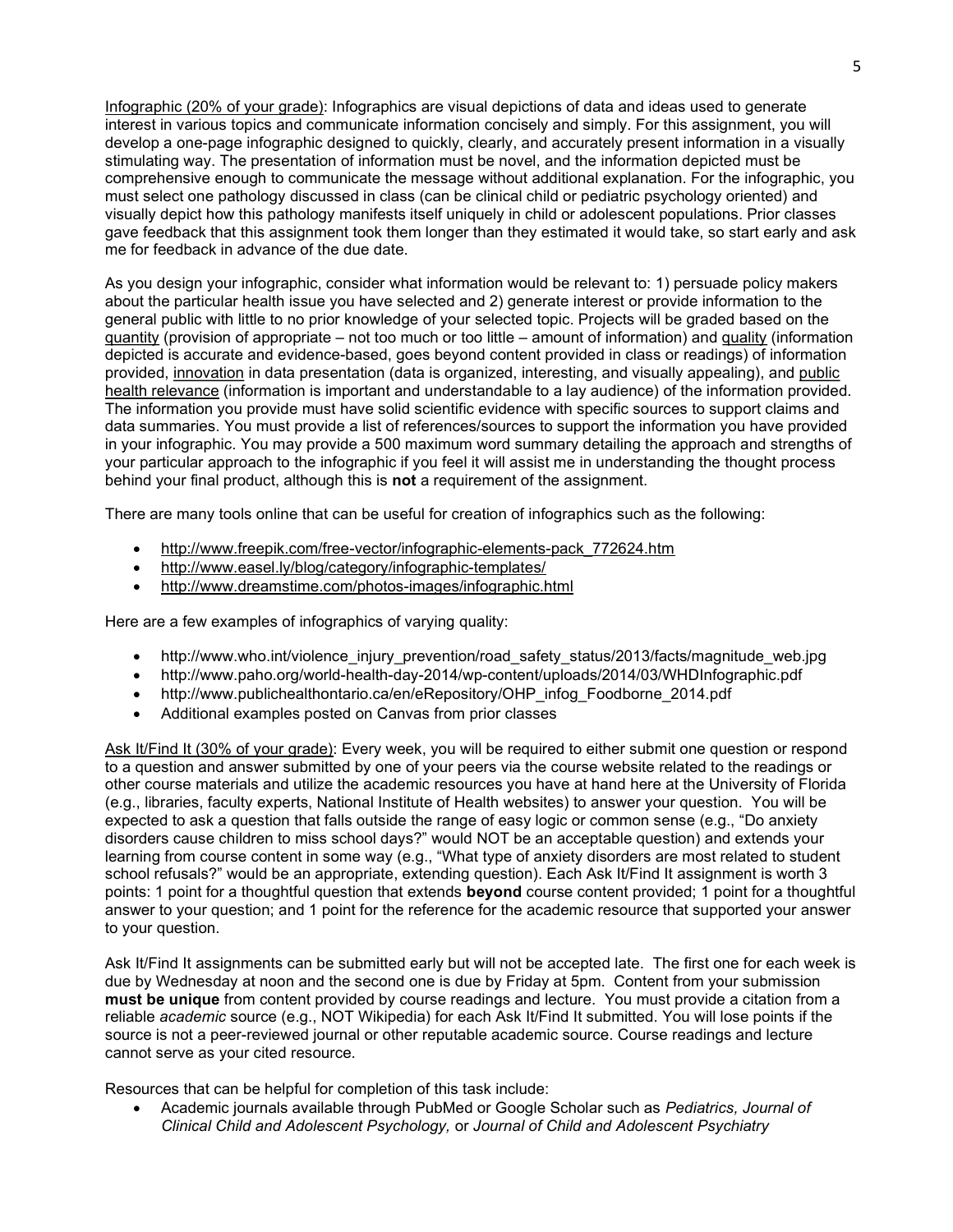Infographic (20% of your grade): Infographics are visual depictions of data and ideas used to generate interest in various topics and communicate information concisely and simply. For this assignment, you will develop a one-page infographic designed to quickly, clearly, and accurately present information in a visually stimulating way. The presentation of information must be novel, and the information depicted must be comprehensive enough to communicate the message without additional explanation. For the infographic, you must select one pathology discussed in class (can be clinical child or pediatric psychology oriented) and visually depict how this pathology manifests itself uniquely in child or adolescent populations. Prior classes gave feedback that this assignment took them longer than they estimated it would take, so start early and ask me for feedback in advance of the due date.

As you design your infographic, consider what information would be relevant to: 1) persuade policy makers about the particular health issue you have selected and 2) generate interest or provide information to the general public with little to no prior knowledge of your selected topic. Projects will be graded based on the quantity (provision of appropriate – not too much or too little – amount of information) and quality (information depicted is accurate and evidence-based, goes beyond content provided in class or readings) of information provided, innovation in data presentation (data is organized, interesting, and visually appealing), and public health relevance (information is important and understandable to a lay audience) of the information provided. The information you provide must have solid scientific evidence with specific sources to support claims and data summaries. You must provide a list of references/sources to support the information you have provided in your infographic. You may provide a 500 maximum word summary detailing the approach and strengths of your particular approach to the infographic if you feel it will assist me in understanding the thought process behind your final product, although this is **not** a requirement of the assignment.

There are many tools online that can be useful for creation of infographics such as the following:

- http://www.freepik.com/free-vector/infographic-elements-pack_772624.htm
- http://www.easel.ly/blog/category/infographic-templates/
- http://www.dreamstime.com/photos-images/infographic.html

Here are a few examples of infographics of varying quality:

- http://www.who.int/violence_injury_prevention/road_safety_status/2013/facts/magnitude_web.jpg
- http://www.paho.org/world-health-day-2014/wp-content/uploads/2014/03/WHDInfographic.pdf
- http://www.publichealthontario.ca/en/eRepository/OHP_infog_Foodborne_2014.pdf
- Additional examples posted on Canvas from prior classes

Ask It/Find It (30% of your grade): Every week, you will be required to either submit one question or respond to a question and answer submitted by one of your peers via the course website related to the readings or other course materials and utilize the academic resources you have at hand here at the University of Florida (e.g., libraries, faculty experts, National Institute of Health websites) to answer your question. You will be expected to ask a question that falls outside the range of easy logic or common sense (e.g., "Do anxiety disorders cause children to miss school days?" would NOT be an acceptable question) and extends your learning from course content in some way (e.g., "What type of anxiety disorders are most related to student school refusals?" would be an appropriate, extending question). Each Ask It/Find It assignment is worth 3 points: 1 point for a thoughtful question that extends **beyond** course content provided; 1 point for a thoughtful answer to your question; and 1 point for the reference for the academic resource that supported your answer to your question.

Ask It/Find It assignments can be submitted early but will not be accepted late. The first one for each week is due by Wednesday at noon and the second one is due by Friday at 5pm. Content from your submission **must be unique** from content provided by course readings and lecture. You must provide a citation from a reliable *academic* source (e.g., NOT Wikipedia) for each Ask It/Find It submitted. You will lose points if the source is not a peer-reviewed journal or other reputable academic source. Course readings and lecture cannot serve as your cited resource.

Resources that can be helpful for completion of this task include:

- Academic journals available through PubMed or Google Scholar such as *Pediatrics, Journal of Clinical Child and Adolescent Psychology,* or *Journal of Child and Adolescent Psychiatry*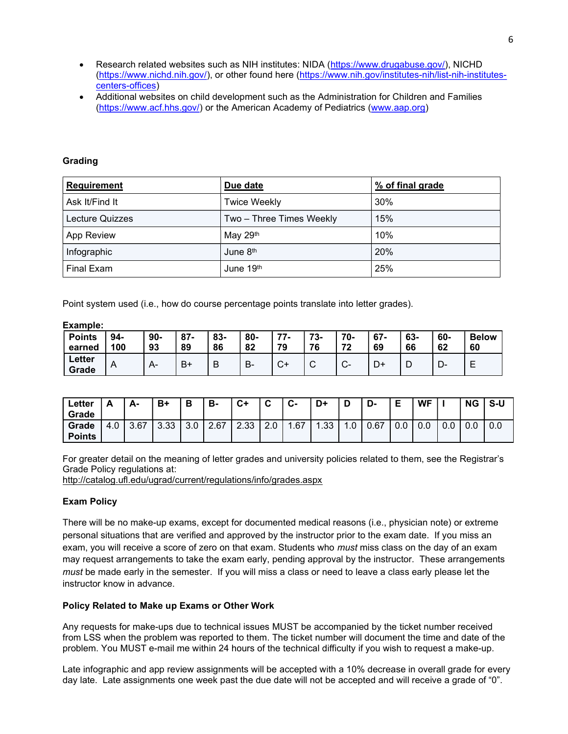- Research related websites such as NIH institutes: NIDA (https://www.drugabuse.gov/), NICHD (https://www.nichd.nih.gov/), or other found here (https://www.nih.gov/institutes-nih/list-nih-institutes-centers-offices)
- Additional websites on child development such as the Administration for Children and Families (https://www.acf.hhs.gov/) or the American Academy of Pediatrics (www.aap.org)

**Grading**

| Requirement | Due date | % of final grade |
|---|---|---|
| Ask It/Find It | Twice Weekly | 30% |
| Lecture Quizzes | Two – Three Times Weekly | 15% |
| App Review | May 29th | 10% |
| Infographic | June 8th | 20% |
| Final Exam | June 19th | 25% |

Point system used (i.e., how do course percentage points translate into letter grades).

**Example:**

| Points earned | 94-100 | 90-93 | 87-89 | 83-86 | 80-82 | 77-79 | 73-76 | 70-72 | 67-69 | 63-66 | 60-62 | Below 60 |
|---|---|---|---|---|---|---|---|---|---|---|---|---|
| Letter Grade | A | A- | B+ | B | B- | C+ | C | C- | D+ | D | D- | E |

| Letter Grade | A | A- | B+ | B | B- | C+ | C | C- | D+ | D | D- | E | WF | I | NG | S-U |
|---|---|---|---|---|---|---|---|---|---|---|---|---|---|---|---|---|
| Grade Points | 4.0 | 3.67 | 3.33 | 3.0 | 2.67 | 2.33 | 2.0 | 1.67 | 1.33 | 1.0 | 0.67 | 0.0 | 0.0 | 0.0 | 0.0 | 0.0 |

For greater detail on the meaning of letter grades and university policies related to them, see the Registrar's Grade Policy regulations at:
http://catalog.ufl.edu/ugrad/current/regulations/info/grades.aspx

**Exam Policy**

There will be no make-up exams, except for documented medical reasons (i.e., physician note) or extreme personal situations that are verified and approved by the instructor prior to the exam date. If you miss an exam, you will receive a score of zero on that exam. Students who *must* miss class on the day of an exam may request arrangements to take the exam early, pending approval by the instructor. These arrangements *must* be made early in the semester. If you will miss a class or need to leave a class early please let the instructor know in advance.

**Policy Related to Make up Exams or Other Work**

Any requests for make-ups due to technical issues MUST be accompanied by the ticket number received from LSS when the problem was reported to them. The ticket number will document the time and date of the problem. You MUST e-mail me within 24 hours of the technical difficulty if you wish to request a make-up.

Late infographic and app review assignments will be accepted with a 10% decrease in overall grade for every day late. Late assignments one week past the due date will not be accepted and will receive a grade of "0".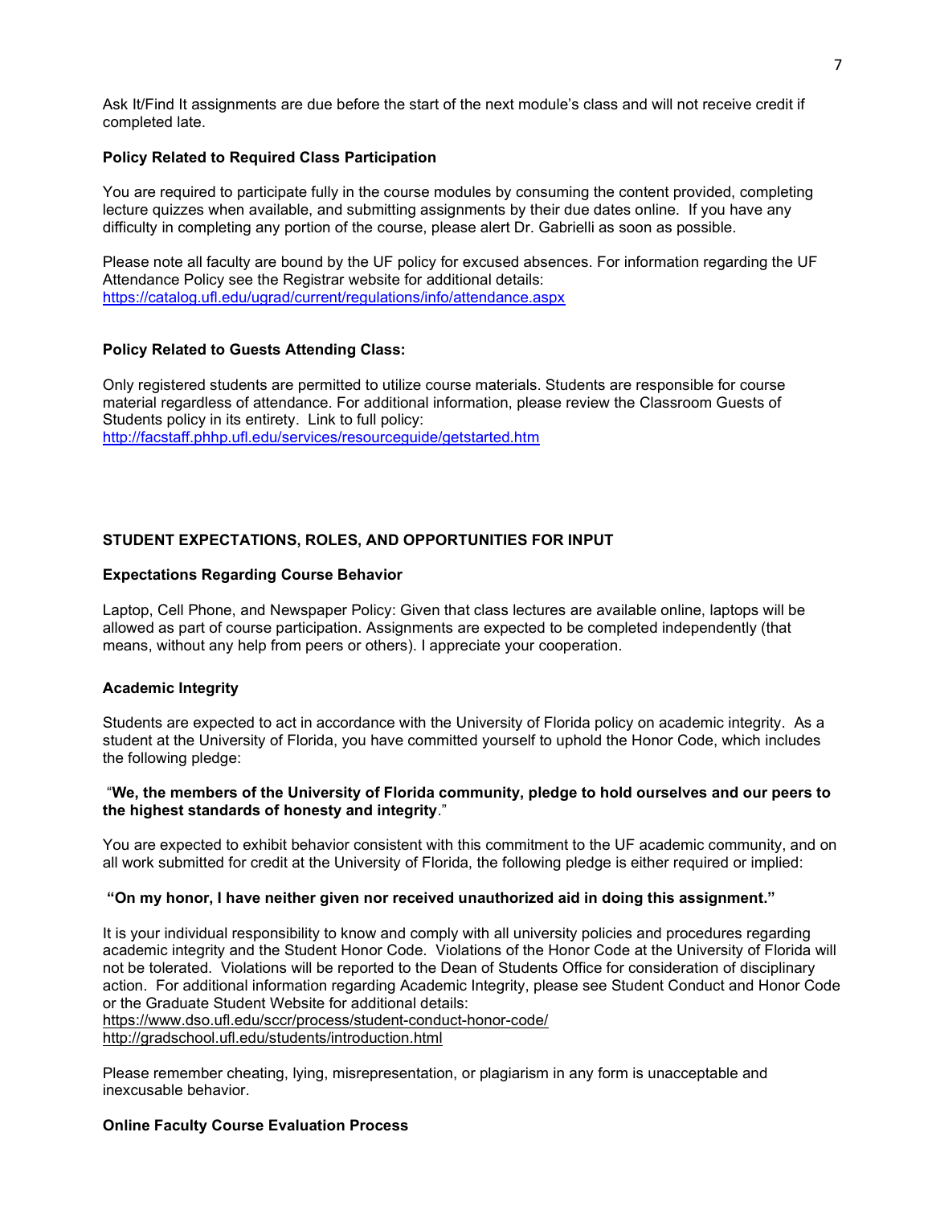Ask It/Find It assignments are due before the start of the next module's class and will not receive credit if completed late.

**Policy Related to Required Class Participation**

You are required to participate fully in the course modules by consuming the content provided, completing lecture quizzes when available, and submitting assignments by their due dates online. If you have any difficulty in completing any portion of the course, please alert Dr. Gabrielli as soon as possible.

Please note all faculty are bound by the UF policy for excused absences. For information regarding the UF Attendance Policy see the Registrar website for additional details: https://catalog.ufl.edu/ugrad/current/regulations/info/attendance.aspx

**Policy Related to Guests Attending Class:**

Only registered students are permitted to utilize course materials. Students are responsible for course material regardless of attendance. For additional information, please review the Classroom Guests of Students policy in its entirety. Link to full policy: http://facstaff.phhp.ufl.edu/services/resourceguide/getstarted.htm

## STUDENT EXPECTATIONS, ROLES, AND OPPORTUNITIES FOR INPUT

**Expectations Regarding Course Behavior**

Laptop, Cell Phone, and Newspaper Policy: Given that class lectures are available online, laptops will be allowed as part of course participation. Assignments are expected to be completed independently (that means, without any help from peers or others). I appreciate your cooperation.

**Academic Integrity**

Students are expected to act in accordance with the University of Florida policy on academic integrity. As a student at the University of Florida, you have committed yourself to uphold the Honor Code, which includes the following pledge:

"**We, the members of the University of Florida community, pledge to hold ourselves and our peers to the highest standards of honesty and integrity**."

You are expected to exhibit behavior consistent with this commitment to the UF academic community, and on all work submitted for credit at the University of Florida, the following pledge is either required or implied:

**"On my honor, I have neither given nor received unauthorized aid in doing this assignment."**

It is your individual responsibility to know and comply with all university policies and procedures regarding academic integrity and the Student Honor Code. Violations of the Honor Code at the University of Florida will not be tolerated. Violations will be reported to the Dean of Students Office for consideration of disciplinary action. For additional information regarding Academic Integrity, please see Student Conduct and Honor Code or the Graduate Student Website for additional details:
https://www.dso.ufl.edu/sccr/process/student-conduct-honor-code/
http://gradschool.ufl.edu/students/introduction.html

Please remember cheating, lying, misrepresentation, or plagiarism in any form is unacceptable and inexcusable behavior.

**Online Faculty Course Evaluation Process**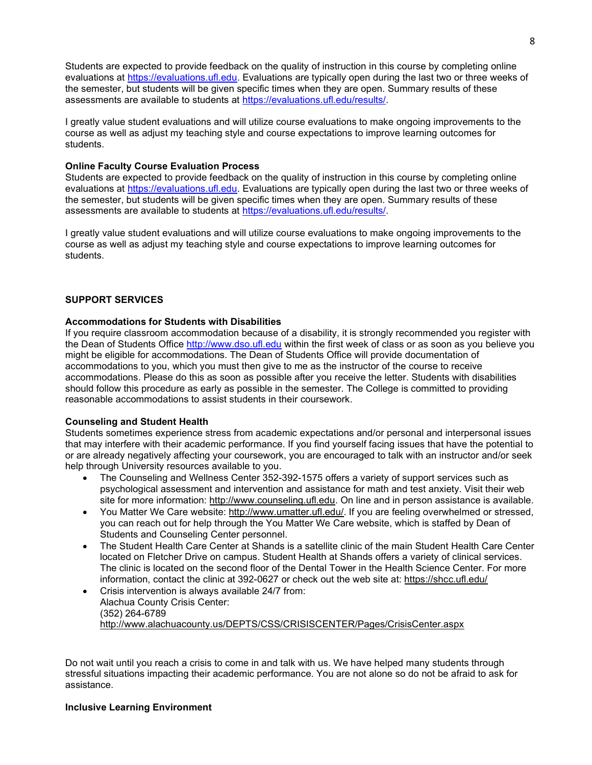Students are expected to provide feedback on the quality of instruction in this course by completing online evaluations at https://evaluations.ufl.edu. Evaluations are typically open during the last two or three weeks of the semester, but students will be given specific times when they are open. Summary results of these assessments are available to students at https://evaluations.ufl.edu/results/.

I greatly value student evaluations and will utilize course evaluations to make ongoing improvements to the course as well as adjust my teaching style and course expectations to improve learning outcomes for students.

**Online Faculty Course Evaluation Process**

Students are expected to provide feedback on the quality of instruction in this course by completing online evaluations at https://evaluations.ufl.edu. Evaluations are typically open during the last two or three weeks of the semester, but students will be given specific times when they are open. Summary results of these assessments are available to students at https://evaluations.ufl.edu/results/.

I greatly value student evaluations and will utilize course evaluations to make ongoing improvements to the course as well as adjust my teaching style and course expectations to improve learning outcomes for students.

## SUPPORT SERVICES

**Accommodations for Students with Disabilities**

If you require classroom accommodation because of a disability, it is strongly recommended you register with the Dean of Students Office http://www.dso.ufl.edu within the first week of class or as soon as you believe you might be eligible for accommodations. The Dean of Students Office will provide documentation of accommodations to you, which you must then give to me as the instructor of the course to receive accommodations. Please do this as soon as possible after you receive the letter. Students with disabilities should follow this procedure as early as possible in the semester. The College is committed to providing reasonable accommodations to assist students in their coursework.

**Counseling and Student Health**

Students sometimes experience stress from academic expectations and/or personal and interpersonal issues that may interfere with their academic performance. If you find yourself facing issues that have the potential to or are already negatively affecting your coursework, you are encouraged to talk with an instructor and/or seek help through University resources available to you.

- The Counseling and Wellness Center 352-392-1575 offers a variety of support services such as psychological assessment and intervention and assistance for math and test anxiety. Visit their web site for more information: http://www.counseling.ufl.edu. On line and in person assistance is available.
- You Matter We Care website: http://www.umatter.ufl.edu/. If you are feeling overwhelmed or stressed, you can reach out for help through the You Matter We Care website, which is staffed by Dean of Students and Counseling Center personnel.
- The Student Health Care Center at Shands is a satellite clinic of the main Student Health Care Center located on Fletcher Drive on campus. Student Health at Shands offers a variety of clinical services. The clinic is located on the second floor of the Dental Tower in the Health Science Center. For more information, contact the clinic at 392-0627 or check out the web site at: https://shcc.ufl.edu/
- Crisis intervention is always available 24/7 from:
  Alachua County Crisis Center:
  (352) 264-6789
  http://www.alachuacounty.us/DEPTS/CSS/CRISISCENTER/Pages/CrisisCenter.aspx

Do not wait until you reach a crisis to come in and talk with us. We have helped many students through stressful situations impacting their academic performance. You are not alone so do not be afraid to ask for assistance.

**Inclusive Learning Environment**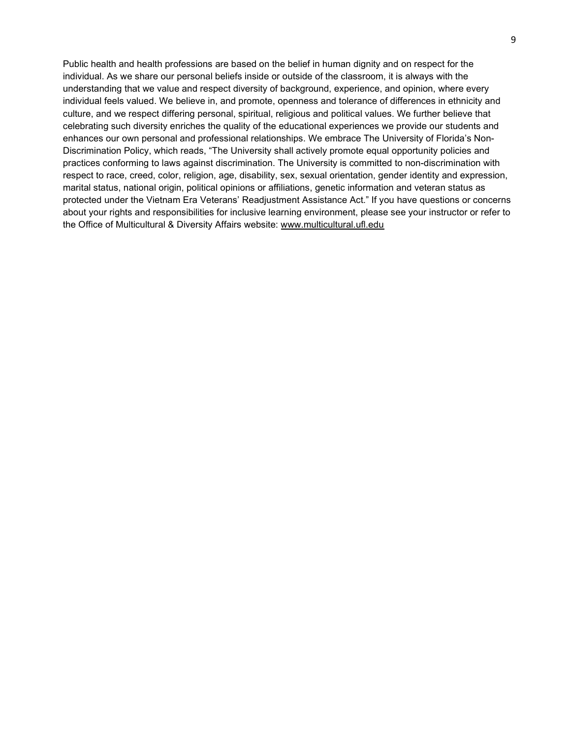Public health and health professions are based on the belief in human dignity and on respect for the individual. As we share our personal beliefs inside or outside of the classroom, it is always with the understanding that we value and respect diversity of background, experience, and opinion, where every individual feels valued. We believe in, and promote, openness and tolerance of differences in ethnicity and culture, and we respect differing personal, spiritual, religious and political values. We further believe that celebrating such diversity enriches the quality of the educational experiences we provide our students and enhances our own personal and professional relationships. We embrace The University of Florida's Non-Discrimination Policy, which reads, "The University shall actively promote equal opportunity policies and practices conforming to laws against discrimination. The University is committed to non-discrimination with respect to race, creed, color, religion, age, disability, sex, sexual orientation, gender identity and expression, marital status, national origin, political opinions or affiliations, genetic information and veteran status as protected under the Vietnam Era Veterans' Readjustment Assistance Act." If you have questions or concerns about your rights and responsibilities for inclusive learning environment, please see your instructor or refer to the Office of Multicultural & Diversity Affairs website: www.multicultural.ufl.edu